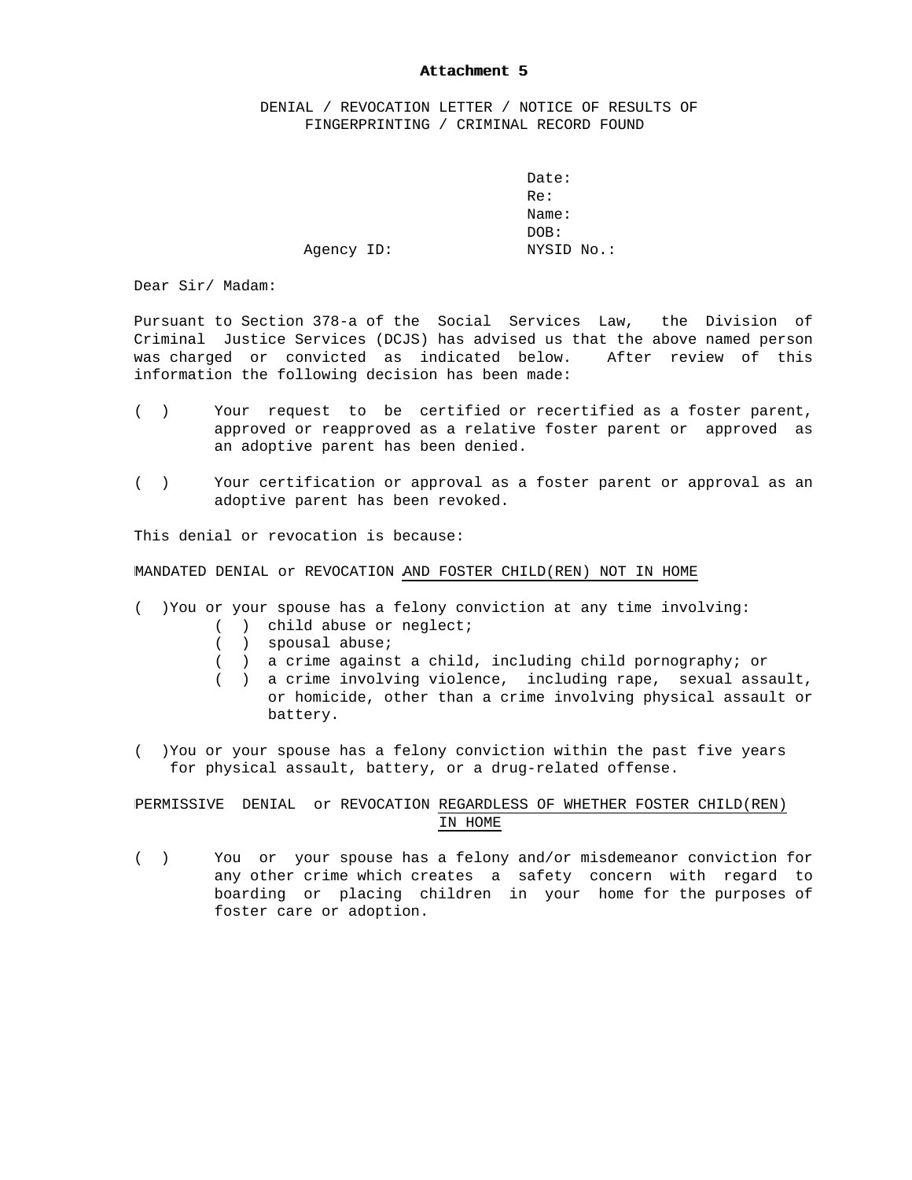**Attachment 5**

DENIAL / REVOCATION LETTER / NOTICE OF RESULTS OF FINGERPRINTING / CRIMINAL RECORD FOUND

Date:
Re:
Name:
DOB:
Agency ID: NYSID No.:

Dear Sir/ Madam:

Pursuant to Section 378-a of the Social Services Law, the Division of Criminal Justice Services (DCJS) has advised us that the above named person was charged or convicted as indicated below. After review of this information the following decision has been made:

( ) Your request to be certified or recertified as a foster parent, approved or reapproved as a relative foster parent or approved as an adoptive parent has been denied.

( ) Your certification or approval as a foster parent or approval as an adoptive parent has been revoked.

This denial or revocation is because:

MANDATED DENIAL or REVOCATION AND FOSTER CHILD(REN) NOT IN HOME

( )You or your spouse has a felony conviction at any time involving:

- ( ) child abuse or neglect;
- ( ) spousal abuse;
- ( ) a crime against a child, including child pornography; or
- ( ) a crime involving violence, including rape, sexual assault, or homicide, other than a crime involving physical assault or battery.

( )You or your spouse has a felony conviction within the past five years for physical assault, battery, or a drug-related offense.

PERMISSIVE DENIAL or REVOCATION REGARDLESS OF WHETHER FOSTER CHILD(REN) IN HOME

( ) You or your spouse has a felony and/or misdemeanor conviction for any other crime which creates a safety concern with regard to boarding or placing children in your home for the purposes of foster care or adoption.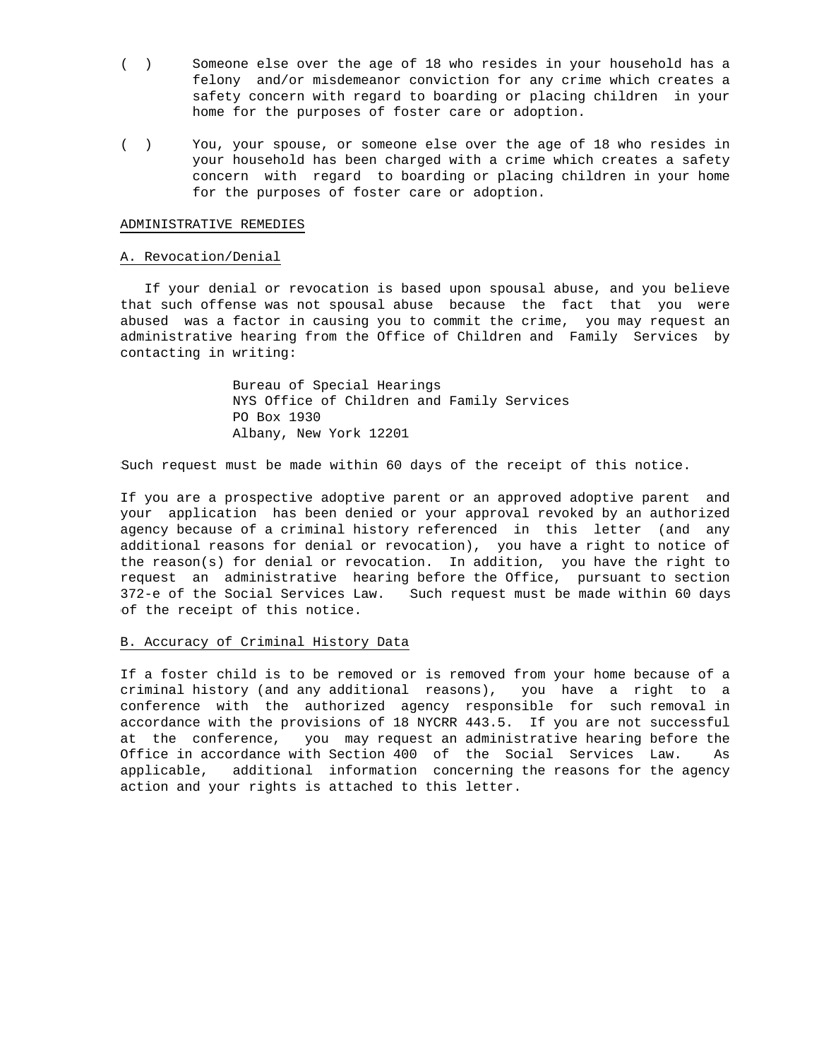( ) Someone else over the age of 18 who resides in your household has a felony and/or misdemeanor conviction for any crime which creates a safety concern with regard to boarding or placing children in your home for the purposes of foster care or adoption.

( ) You, your spouse, or someone else over the age of 18 who resides in your household has been charged with a crime which creates a safety concern with regard to boarding or placing children in your home for the purposes of foster care or adoption.

<u>ADMINISTRATIVE REMEDIES</u>

<u>A. Revocation/Denial</u>

If your denial or revocation is based upon spousal abuse, and you believe that such offense was not spousal abuse because the fact that you were abused was a factor in causing you to commit the crime, you may request an administrative hearing from the Office of Children and Family Services by contacting in writing:

> Bureau of Special Hearings
> NYS Office of Children and Family Services
> PO Box 1930
> Albany, New York 12201

Such request must be made within 60 days of the receipt of this notice.

If you are a prospective adoptive parent or an approved adoptive parent and your application has been denied or your approval revoked by an authorized agency because of a criminal history referenced in this letter (and any additional reasons for denial or revocation), you have a right to notice of the reason(s) for denial or revocation. In addition, you have the right to request an administrative hearing before the Office, pursuant to section 372-e of the Social Services Law. Such request must be made within 60 days of the receipt of this notice.

<u>B. Accuracy of Criminal History Data</u>

If a foster child is to be removed or is removed from your home because of a criminal history (and any additional reasons), you have a right to a conference with the authorized agency responsible for such removal in accordance with the provisions of 18 NYCRR 443.5. If you are not successful at the conference, you may request an administrative hearing before the Office in accordance with Section 400 of the Social Services Law. As applicable, additional information concerning the reasons for the agency action and your rights is attached to this letter.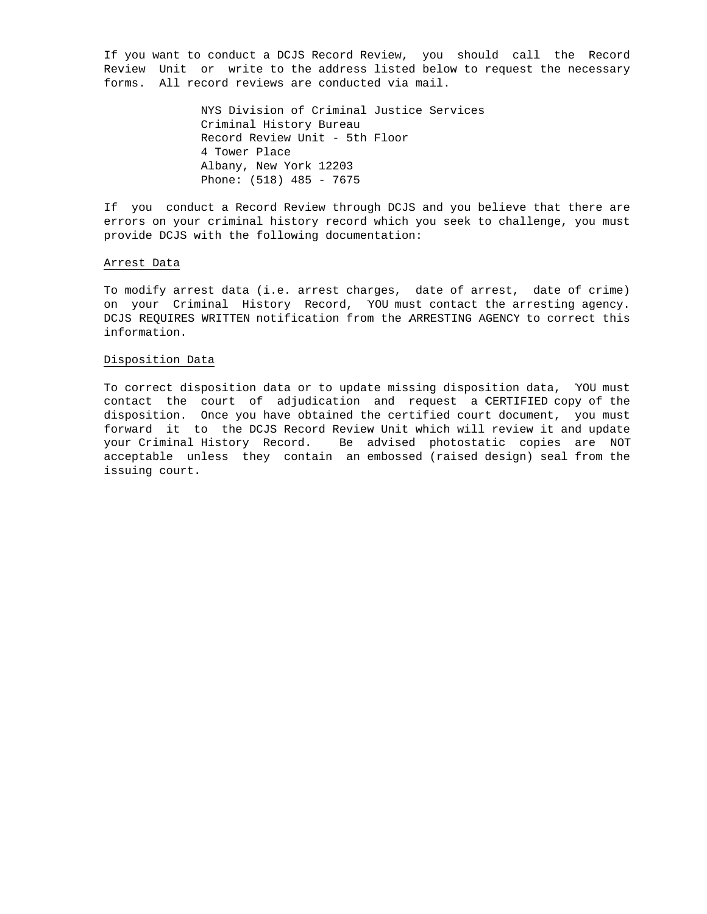If you want to conduct a DCJS Record Review, you should call the Record Review Unit or write to the address listed below to request the necessary forms. All record reviews are conducted via mail.

NYS Division of Criminal Justice Services
Criminal History Bureau
Record Review Unit - 5th Floor
4 Tower Place
Albany, New York 12203
Phone: (518) 485 - 7675

If you conduct a Record Review through DCJS and you believe that there are errors on your criminal history record which you seek to challenge, you must provide DCJS with the following documentation:

Arrest Data

To modify arrest data (i.e. arrest charges, date of arrest, date of crime) on your Criminal History Record, YOU must contact the arresting agency. DCJS REQUIRES WRITTEN notification from the ARRESTING AGENCY to correct this information.

Disposition Data

To correct disposition data or to update missing disposition data, YOU must contact the court of adjudication and request a CERTIFIED copy of the disposition. Once you have obtained the certified court document, you must forward it to the DCJS Record Review Unit which will review it and update your Criminal History Record. Be advised photostatic copies are NOT acceptable unless they contain an embossed (raised design) seal from the issuing court.